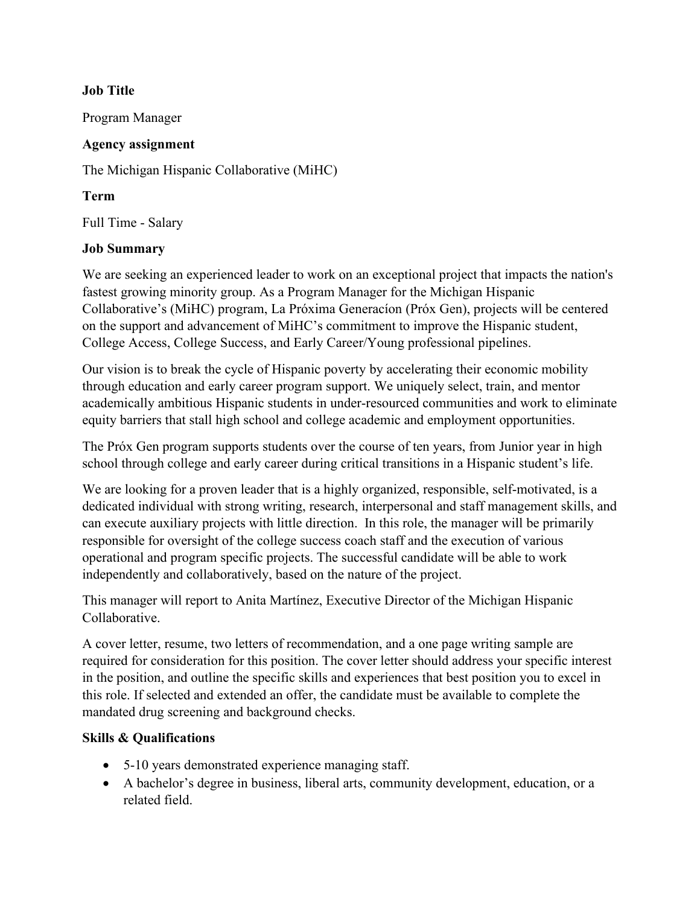**Job Title**

Program Manager

**Agency assignment**

The Michigan Hispanic Collaborative (MiHC)

**Term**

Full Time - Salary

**Job Summary**

We are seeking an experienced leader to work on an exceptional project that impacts the nation's fastest growing minority group. As a Program Manager for the Michigan Hispanic Collaborative's (MiHC) program, La Próxima Generacíon (Próx Gen), projects will be centered on the support and advancement of MiHC's commitment to improve the Hispanic student, College Access, College Success, and Early Career/Young professional pipelines.

Our vision is to break the cycle of Hispanic poverty by accelerating their economic mobility through education and early career program support. We uniquely select, train, and mentor academically ambitious Hispanic students in under-resourced communities and work to eliminate equity barriers that stall high school and college academic and employment opportunities.

The Próx Gen program supports students over the course of ten years, from Junior year in high school through college and early career during critical transitions in a Hispanic student's life.

We are looking for a proven leader that is a highly organized, responsible, self-motivated, is a dedicated individual with strong writing, research, interpersonal and staff management skills, and can execute auxiliary projects with little direction. In this role, the manager will be primarily responsible for oversight of the college success coach staff and the execution of various operational and program specific projects. The successful candidate will be able to work independently and collaboratively, based on the nature of the project.

This manager will report to Anita Martínez, Executive Director of the Michigan Hispanic Collaborative.

A cover letter, resume, two letters of recommendation, and a one page writing sample are required for consideration for this position. The cover letter should address your specific interest in the position, and outline the specific skills and experiences that best position you to excel in this role. If selected and extended an offer, the candidate must be available to complete the mandated drug screening and background checks.

**Skills & Qualifications**

- 5-10 years demonstrated experience managing staff.
- A bachelor's degree in business, liberal arts, community development, education, or a related field.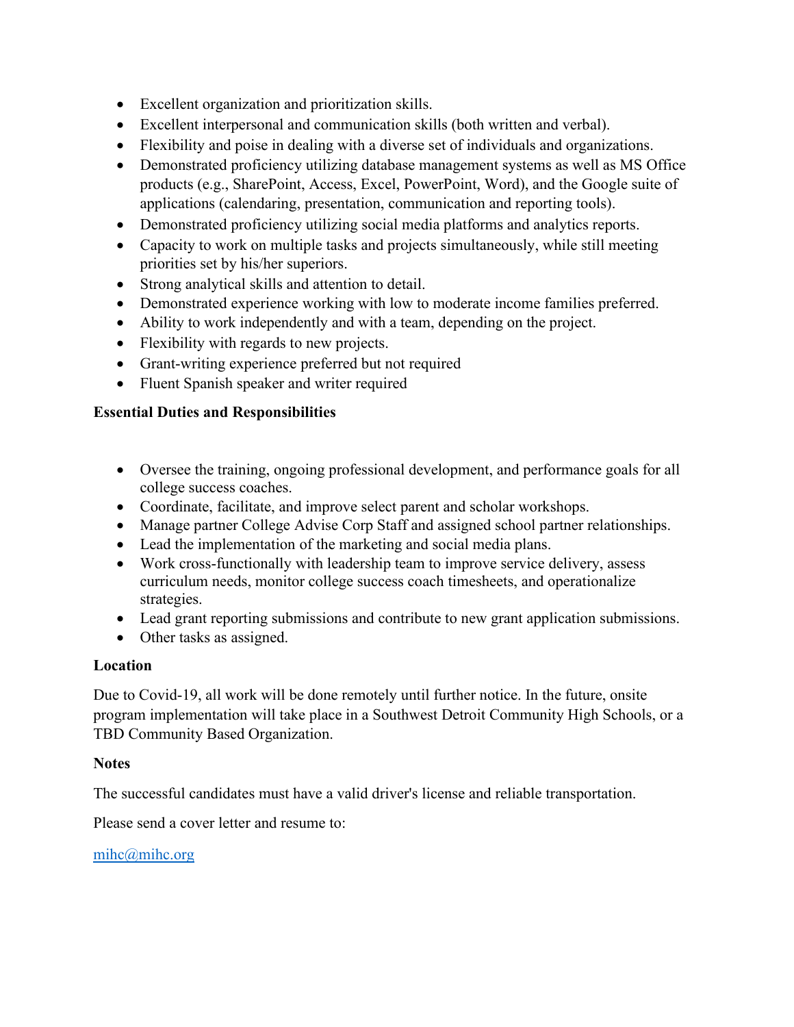- Excellent organization and prioritization skills.
- Excellent interpersonal and communication skills (both written and verbal).
- Flexibility and poise in dealing with a diverse set of individuals and organizations.
- Demonstrated proficiency utilizing database management systems as well as MS Office products (e.g., SharePoint, Access, Excel, PowerPoint, Word), and the Google suite of applications (calendaring, presentation, communication and reporting tools).
- Demonstrated proficiency utilizing social media platforms and analytics reports.
- Capacity to work on multiple tasks and projects simultaneously, while still meeting priorities set by his/her superiors.
- Strong analytical skills and attention to detail.
- Demonstrated experience working with low to moderate income families preferred.
- Ability to work independently and with a team, depending on the project.
- Flexibility with regards to new projects.
- Grant-writing experience preferred but not required
- Fluent Spanish speaker and writer required

**Essential Duties and Responsibilities**

- Oversee the training, ongoing professional development, and performance goals for all college success coaches.
- Coordinate, facilitate, and improve select parent and scholar workshops.
- Manage partner College Advise Corp Staff and assigned school partner relationships.
- Lead the implementation of the marketing and social media plans.
- Work cross-functionally with leadership team to improve service delivery, assess curriculum needs, monitor college success coach timesheets, and operationalize strategies.
- Lead grant reporting submissions and contribute to new grant application submissions.
- Other tasks as assigned.

**Location**

Due to Covid-19, all work will be done remotely until further notice. In the future, onsite program implementation will take place in a Southwest Detroit Community High Schools, or a TBD Community Based Organization.

**Notes**

The successful candidates must have a valid driver's license and reliable transportation.

Please send a cover letter and resume to:

mihc@mihc.org